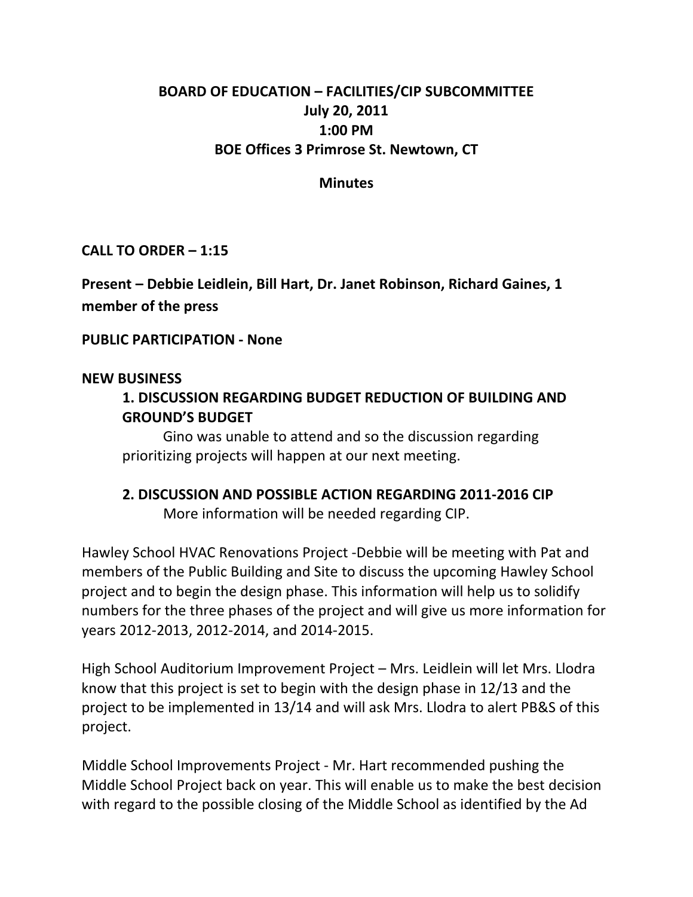**BOARD OF EDUCATION – FACILITIES/CIP SUBCOMMITTEE**
**July 20, 2011**
**1:00 PM**
**BOE Offices 3 Primrose St. Newtown, CT**

**Minutes**

**CALL TO ORDER – 1:15**

**Present – Debbie Leidlein, Bill Hart, Dr. Janet Robinson, Richard Gaines, 1 member of the press**

**PUBLIC PARTICIPATION - None**

**NEW BUSINESS**

**1. DISCUSSION REGARDING BUDGET REDUCTION OF BUILDING AND GROUND'S BUDGET**

Gino was unable to attend and so the discussion regarding prioritizing projects will happen at our next meeting.

**2. DISCUSSION AND POSSIBLE ACTION REGARDING 2011-2016 CIP**

More information will be needed regarding CIP.

Hawley School HVAC Renovations Project -Debbie will be meeting with Pat and members of the Public Building and Site to discuss the upcoming Hawley School project and to begin the design phase. This information will help us to solidify numbers for the three phases of the project and will give us more information for years 2012-2013, 2012-2014, and 2014-2015.

High School Auditorium Improvement Project – Mrs. Leidlein will let Mrs. Llodra know that this project is set to begin with the design phase in 12/13 and the project to be implemented in 13/14 and will ask Mrs. Llodra to alert PB&S of this project.

Middle School Improvements Project - Mr. Hart recommended pushing the Middle School Project back on year. This will enable us to make the best decision with regard to the possible closing of the Middle School as identified by the Ad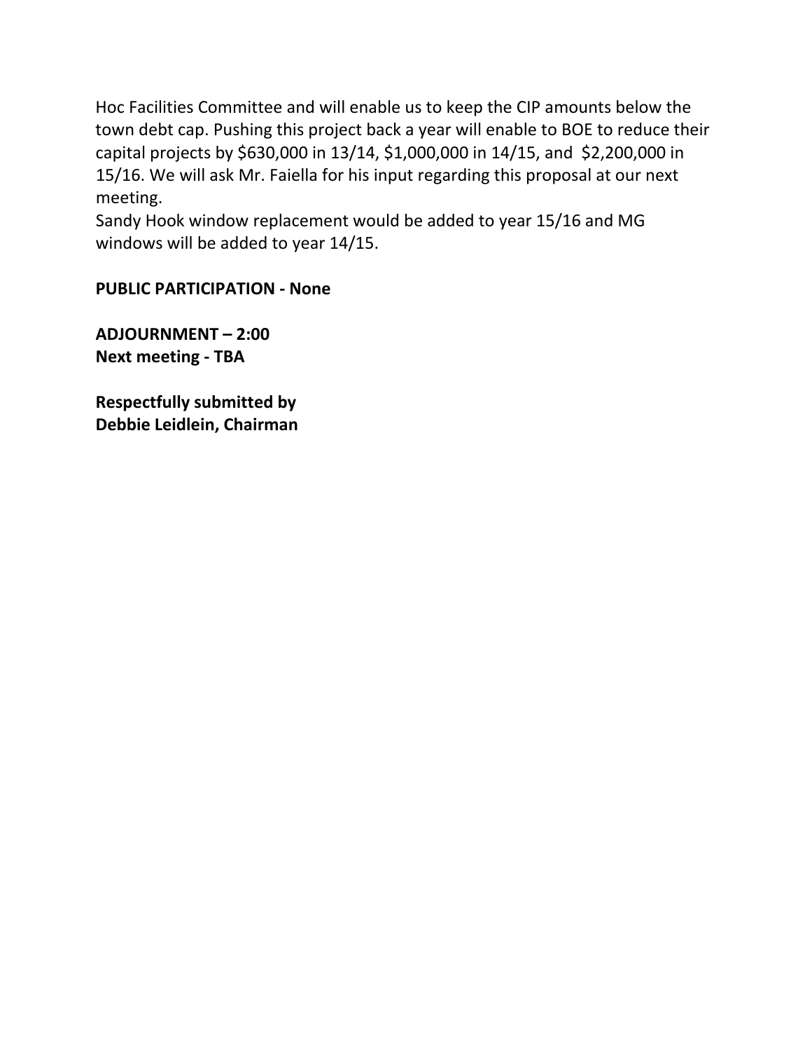Hoc Facilities Committee and will enable us to keep the CIP amounts below the town debt cap. Pushing this project back a year will enable to BOE to reduce their capital projects by $630,000 in 13/14, $1,000,000 in 14/15, and $2,200,000 in 15/16. We will ask Mr. Faiella for his input regarding this proposal at our next meeting.
Sandy Hook window replacement would be added to year 15/16 and MG windows will be added to year 14/15.

**PUBLIC PARTICIPATION - None**

**ADJOURNMENT – 2:00**
**Next meeting - TBA**

**Respectfully submitted by**
**Debbie Leidlein, Chairman**